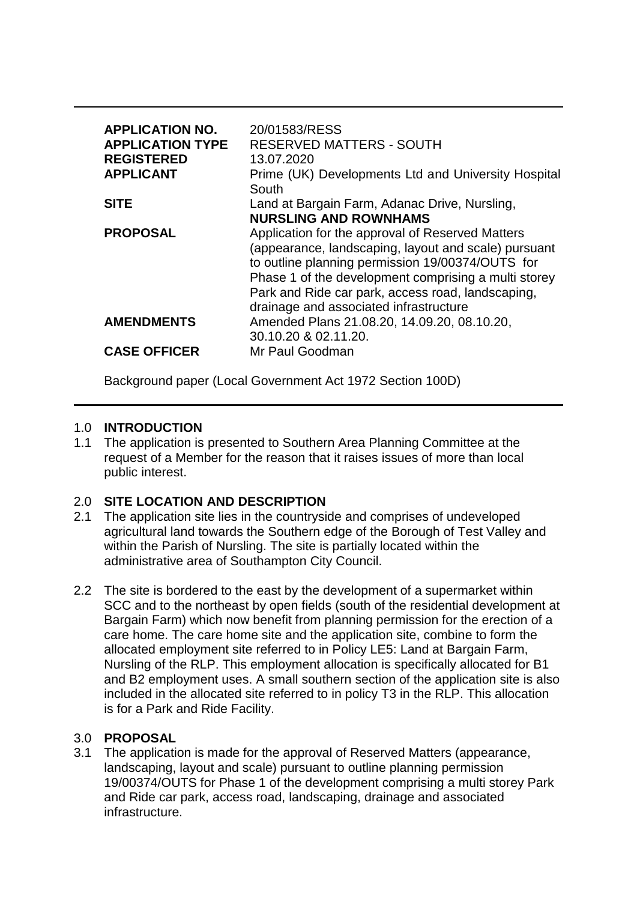| | |
|---|---|
| **APPLICATION NO.** | 20/01583/RESS |
| **APPLICATION TYPE** | RESERVED MATTERS - SOUTH |
| **REGISTERED** | 13.07.2020 |
| **APPLICANT** | Prime (UK) Developments Ltd and University Hospital South |
| **SITE** | Land at Bargain Farm, Adanac Drive, Nursling, **NURSLING AND ROWNHAMS** |
| **PROPOSAL** | Application for the approval of Reserved Matters (appearance, landscaping, layout and scale) pursuant to outline planning permission 19/00374/OUTS for Phase 1 of the development comprising a multi storey Park and Ride car park, access road, landscaping, drainage and associated infrastructure |
| **AMENDMENTS** | Amended Plans 21.08.20, 14.09.20, 08.10.20, 30.10.20 & 02.11.20. |
| **CASE OFFICER** | Mr Paul Goodman |

Background paper (Local Government Act 1972 Section 100D)

## 1.0 INTRODUCTION

1.1 The application is presented to Southern Area Planning Committee at the request of a Member for the reason that it raises issues of more than local public interest.

## 2.0 SITE LOCATION AND DESCRIPTION

2.1 The application site lies in the countryside and comprises of undeveloped agricultural land towards the Southern edge of the Borough of Test Valley and within the Parish of Nursling. The site is partially located within the administrative area of Southampton City Council.

2.2 The site is bordered to the east by the development of a supermarket within SCC and to the northeast by open fields (south of the residential development at Bargain Farm) which now benefit from planning permission for the erection of a care home. The care home site and the application site, combine to form the allocated employment site referred to in Policy LE5: Land at Bargain Farm, Nursling of the RLP. This employment allocation is specifically allocated for B1 and B2 employment uses. A small southern section of the application site is also included in the allocated site referred to in policy T3 in the RLP. This allocation is for a Park and Ride Facility.

## 3.0 PROPOSAL

3.1 The application is made for the approval of Reserved Matters (appearance, landscaping, layout and scale) pursuant to outline planning permission 19/00374/OUTS for Phase 1 of the development comprising a multi storey Park and Ride car park, access road, landscaping, drainage and associated infrastructure.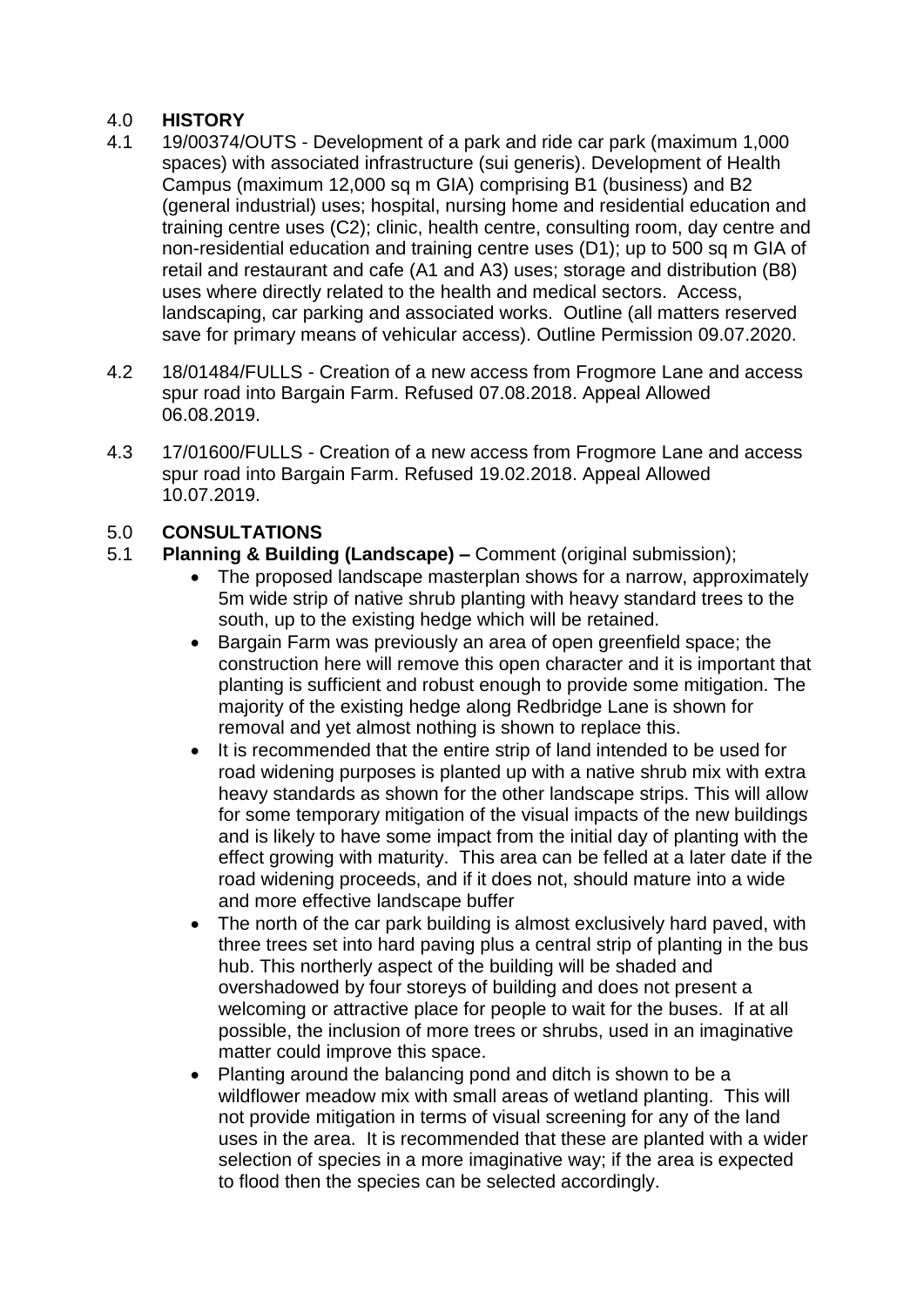## 4.0 HISTORY

4.1 19/00374/OUTS - Development of a park and ride car park (maximum 1,000 spaces) with associated infrastructure (sui generis). Development of Health Campus (maximum 12,000 sq m GIA) comprising B1 (business) and B2 (general industrial) uses; hospital, nursing home and residential education and training centre uses (C2); clinic, health centre, consulting room, day centre and non-residential education and training centre uses (D1); up to 500 sq m GIA of retail and restaurant and cafe (A1 and A3) uses; storage and distribution (B8) uses where directly related to the health and medical sectors. Access, landscaping, car parking and associated works. Outline (all matters reserved save for primary means of vehicular access). Outline Permission 09.07.2020.

4.2 18/01484/FULLS - Creation of a new access from Frogmore Lane and access spur road into Bargain Farm. Refused 07.08.2018. Appeal Allowed 06.08.2019.

4.3 17/01600/FULLS - Creation of a new access from Frogmore Lane and access spur road into Bargain Farm. Refused 19.02.2018. Appeal Allowed 10.07.2019.

## 5.0 CONSULTATIONS

5.1 **Planning & Building (Landscape) –** Comment (original submission);

- The proposed landscape masterplan shows for a narrow, approximately 5m wide strip of native shrub planting with heavy standard trees to the south, up to the existing hedge which will be retained.
- Bargain Farm was previously an area of open greenfield space; the construction here will remove this open character and it is important that planting is sufficient and robust enough to provide some mitigation. The majority of the existing hedge along Redbridge Lane is shown for removal and yet almost nothing is shown to replace this.
- It is recommended that the entire strip of land intended to be used for road widening purposes is planted up with a native shrub mix with extra heavy standards as shown for the other landscape strips. This will allow for some temporary mitigation of the visual impacts of the new buildings and is likely to have some impact from the initial day of planting with the effect growing with maturity. This area can be felled at a later date if the road widening proceeds, and if it does not, should mature into a wide and more effective landscape buffer
- The north of the car park building is almost exclusively hard paved, with three trees set into hard paving plus a central strip of planting in the bus hub. This northerly aspect of the building will be shaded and overshadowed by four storeys of building and does not present a welcoming or attractive place for people to wait for the buses. If at all possible, the inclusion of more trees or shrubs, used in an imaginative matter could improve this space.
- Planting around the balancing pond and ditch is shown to be a wildflower meadow mix with small areas of wetland planting. This will not provide mitigation in terms of visual screening for any of the land uses in the area. It is recommended that these are planted with a wider selection of species in a more imaginative way; if the area is expected to flood then the species can be selected accordingly.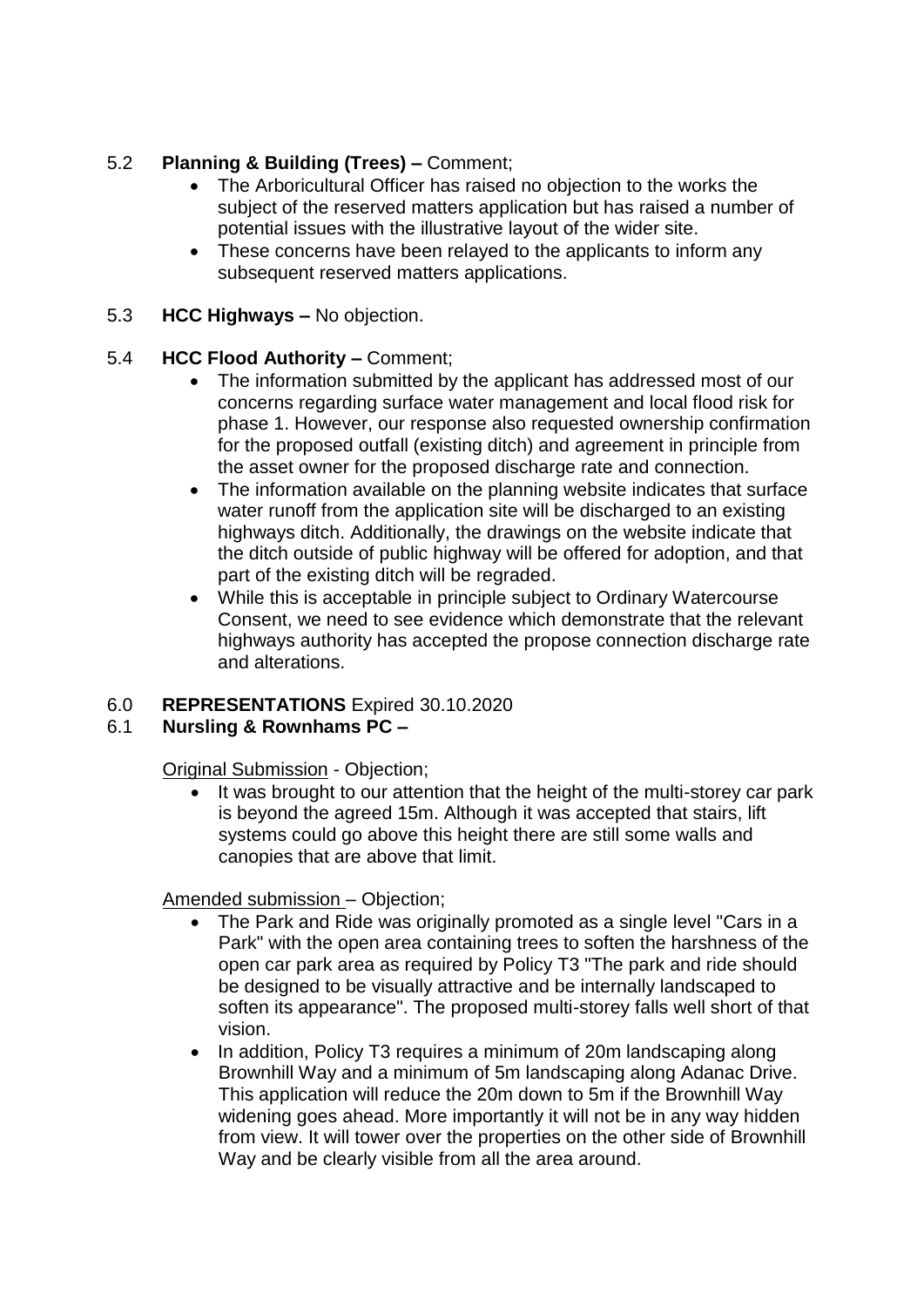5.2 **Planning & Building (Trees) –** Comment;

- The Arboricultural Officer has raised no objection to the works the subject of the reserved matters application but has raised a number of potential issues with the illustrative layout of the wider site.
- These concerns have been relayed to the applicants to inform any subsequent reserved matters applications.

5.3 **HCC Highways –** No objection.

5.4 **HCC Flood Authority –** Comment;

- The information submitted by the applicant has addressed most of our concerns regarding surface water management and local flood risk for phase 1. However, our response also requested ownership confirmation for the proposed outfall (existing ditch) and agreement in principle from the asset owner for the proposed discharge rate and connection.
- The information available on the planning website indicates that surface water runoff from the application site will be discharged to an existing highways ditch. Additionally, the drawings on the website indicate that the ditch outside of public highway will be offered for adoption, and that part of the existing ditch will be regraded.
- While this is acceptable in principle subject to Ordinary Watercourse Consent, we need to see evidence which demonstrate that the relevant highways authority has accepted the propose connection discharge rate and alterations.

6.0 **REPRESENTATIONS** Expired 30.10.2020

6.1 **Nursling & Rownhams PC –**

Original Submission - Objection;

- It was brought to our attention that the height of the multi-storey car park is beyond the agreed 15m. Although it was accepted that stairs, lift systems could go above this height there are still some walls and canopies that are above that limit.

Amended submission – Objection;

- The Park and Ride was originally promoted as a single level "Cars in a Park" with the open area containing trees to soften the harshness of the open car park area as required by Policy T3 "The park and ride should be designed to be visually attractive and be internally landscaped to soften its appearance". The proposed multi-storey falls well short of that vision.
- In addition, Policy T3 requires a minimum of 20m landscaping along Brownhill Way and a minimum of 5m landscaping along Adanac Drive. This application will reduce the 20m down to 5m if the Brownhill Way widening goes ahead. More importantly it will not be in any way hidden from view. It will tower over the properties on the other side of Brownhill Way and be clearly visible from all the area around.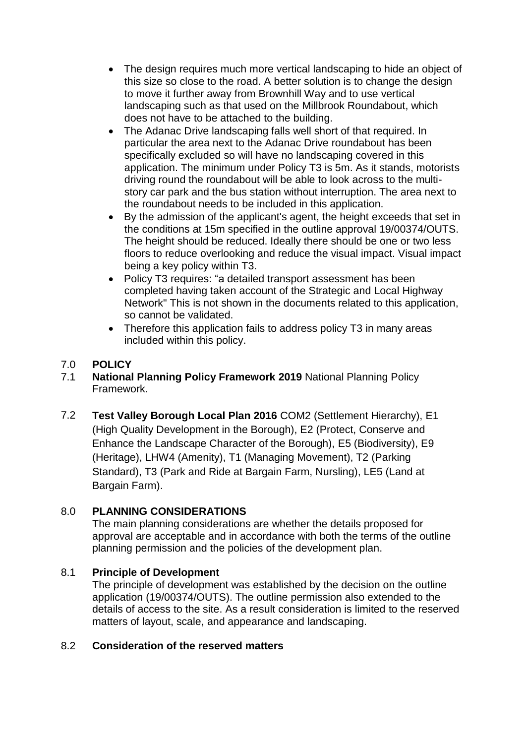- The design requires much more vertical landscaping to hide an object of this size so close to the road. A better solution is to change the design to move it further away from Brownhill Way and to use vertical landscaping such as that used on the Millbrook Roundabout, which does not have to be attached to the building.
- The Adanac Drive landscaping falls well short of that required. In particular the area next to the Adanac Drive roundabout has been specifically excluded so will have no landscaping covered in this application. The minimum under Policy T3 is 5m. As it stands, motorists driving round the roundabout will be able to look across to the multi-story car park and the bus station without interruption. The area next to the roundabout needs to be included in this application.
- By the admission of the applicant's agent, the height exceeds that set in the conditions at 15m specified in the outline approval 19/00374/OUTS. The height should be reduced. Ideally there should be one or two less floors to reduce overlooking and reduce the visual impact. Visual impact being a key policy within T3.
- Policy T3 requires: "a detailed transport assessment has been completed having taken account of the Strategic and Local Highway Network" This is not shown in the documents related to this application, so cannot be validated.
- Therefore this application fails to address policy T3 in many areas included within this policy.

## 7.0 POLICY

7.1 **National Planning Policy Framework 2019** National Planning Policy Framework.

7.2 **Test Valley Borough Local Plan 2016** COM2 (Settlement Hierarchy), E1 (High Quality Development in the Borough), E2 (Protect, Conserve and Enhance the Landscape Character of the Borough), E5 (Biodiversity), E9 (Heritage), LHW4 (Amenity), T1 (Managing Movement), T2 (Parking Standard), T3 (Park and Ride at Bargain Farm, Nursling), LE5 (Land at Bargain Farm).

## 8.0 PLANNING CONSIDERATIONS

The main planning considerations are whether the details proposed for approval are acceptable and in accordance with both the terms of the outline planning permission and the policies of the development plan.

### 8.1 Principle of Development

The principle of development was established by the decision on the outline application (19/00374/OUTS). The outline permission also extended to the details of access to the site. As a result consideration is limited to the reserved matters of layout, scale, and appearance and landscaping.

### 8.2 Consideration of the reserved matters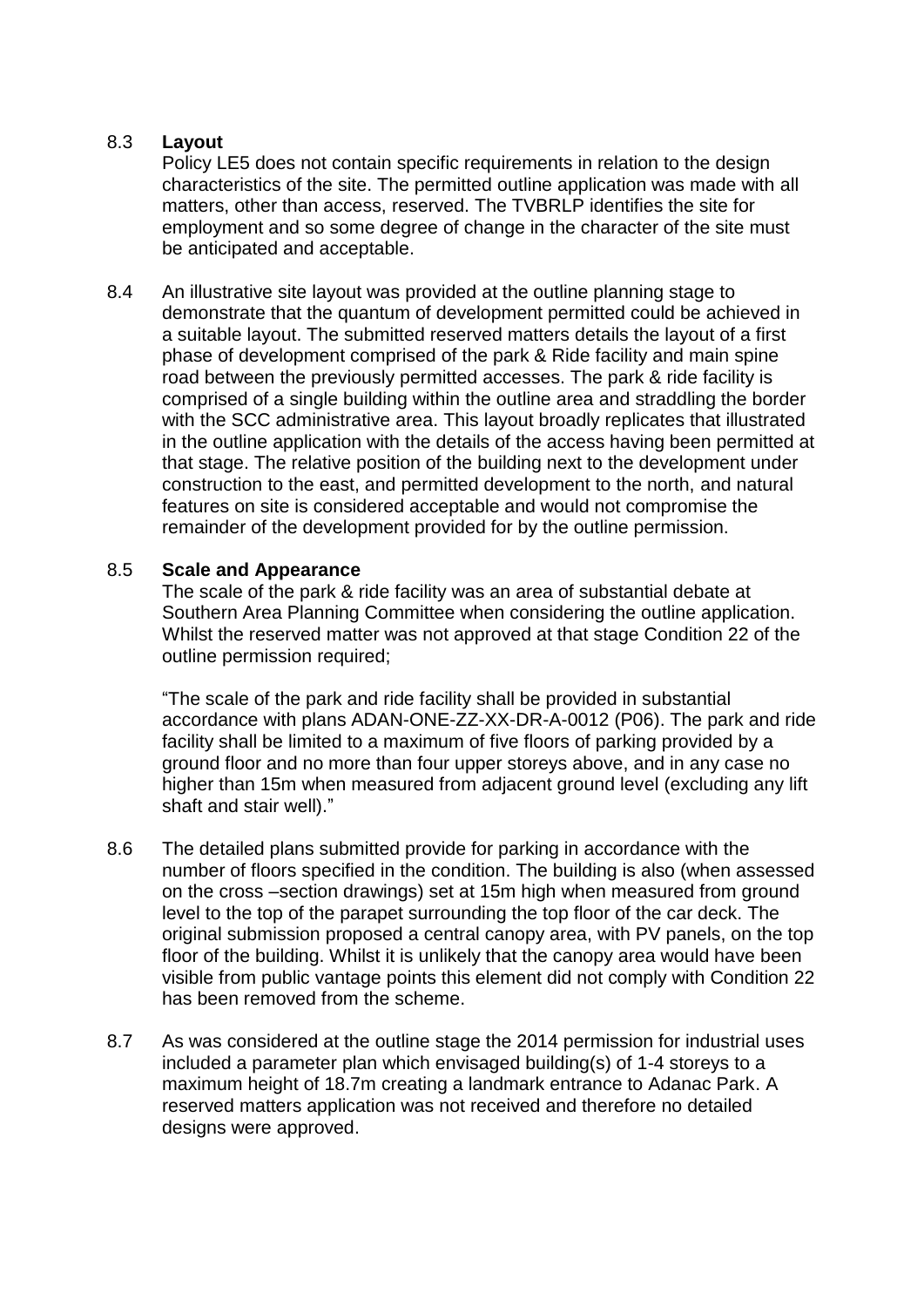8.3 **Layout**

Policy LE5 does not contain specific requirements in relation to the design characteristics of the site. The permitted outline application was made with all matters, other than access, reserved. The TVBRLP identifies the site for employment and so some degree of change in the character of the site must be anticipated and acceptable.

8.4 An illustrative site layout was provided at the outline planning stage to demonstrate that the quantum of development permitted could be achieved in a suitable layout. The submitted reserved matters details the layout of a first phase of development comprised of the park & Ride facility and main spine road between the previously permitted accesses. The park & ride facility is comprised of a single building within the outline area and straddling the border with the SCC administrative area. This layout broadly replicates that illustrated in the outline application with the details of the access having been permitted at that stage. The relative position of the building next to the development under construction to the east, and permitted development to the north, and natural features on site is considered acceptable and would not compromise the remainder of the development provided for by the outline permission.

8.5 **Scale and Appearance**

The scale of the park & ride facility was an area of substantial debate at Southern Area Planning Committee when considering the outline application. Whilst the reserved matter was not approved at that stage Condition 22 of the outline permission required;

"The scale of the park and ride facility shall be provided in substantial accordance with plans ADAN-ONE-ZZ-XX-DR-A-0012 (P06). The park and ride facility shall be limited to a maximum of five floors of parking provided by a ground floor and no more than four upper storeys above, and in any case no higher than 15m when measured from adjacent ground level (excluding any lift shaft and stair well)."

8.6 The detailed plans submitted provide for parking in accordance with the number of floors specified in the condition. The building is also (when assessed on the cross –section drawings) set at 15m high when measured from ground level to the top of the parapet surrounding the top floor of the car deck. The original submission proposed a central canopy area, with PV panels, on the top floor of the building. Whilst it is unlikely that the canopy area would have been visible from public vantage points this element did not comply with Condition 22 has been removed from the scheme.

8.7 As was considered at the outline stage the 2014 permission for industrial uses included a parameter plan which envisaged building(s) of 1-4 storeys to a maximum height of 18.7m creating a landmark entrance to Adanac Park. A reserved matters application was not received and therefore no detailed designs were approved.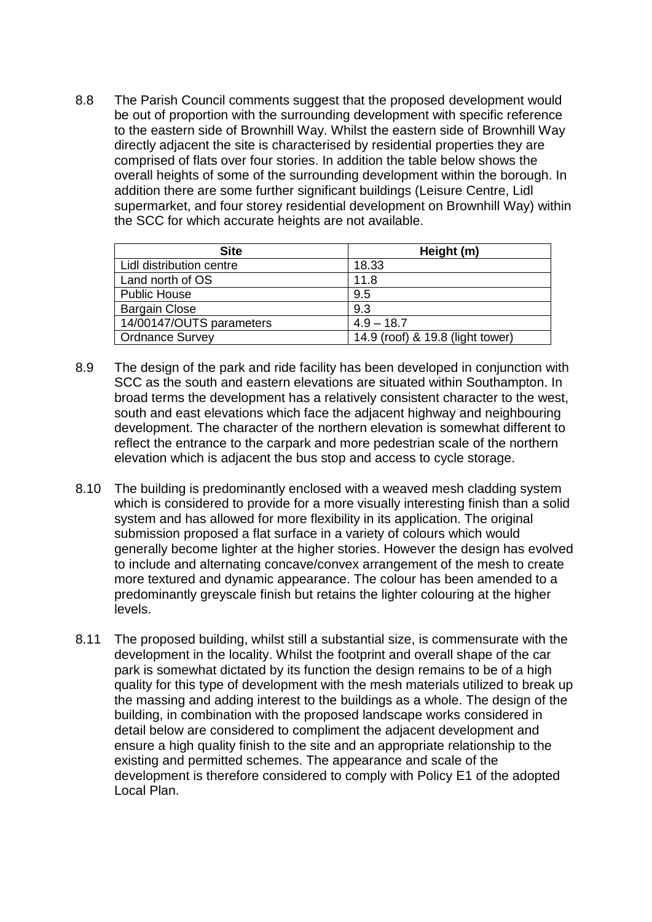8.8 The Parish Council comments suggest that the proposed development would be out of proportion with the surrounding development with specific reference to the eastern side of Brownhill Way. Whilst the eastern side of Brownhill Way directly adjacent the site is characterised by residential properties they are comprised of flats over four stories. In addition the table below shows the overall heights of some of the surrounding development within the borough. In addition there are some further significant buildings (Leisure Centre, Lidl supermarket, and four storey residential development on Brownhill Way) within the SCC for which accurate heights are not available.

| Site | Height (m) |
|---|---|
| Lidl distribution centre | 18.33 |
| Land north of OS | 11.8 |
| Public House | 9.5 |
| Bargain Close | 9.3 |
| 14/00147/OUTS parameters | 4.9 – 18.7 |
| Ordnance Survey | 14.9 (roof) & 19.8 (light tower) |

8.9 The design of the park and ride facility has been developed in conjunction with SCC as the south and eastern elevations are situated within Southampton. In broad terms the development has a relatively consistent character to the west, south and east elevations which face the adjacent highway and neighbouring development. The character of the northern elevation is somewhat different to reflect the entrance to the carpark and more pedestrian scale of the northern elevation which is adjacent the bus stop and access to cycle storage.

8.10 The building is predominantly enclosed with a weaved mesh cladding system which is considered to provide for a more visually interesting finish than a solid system and has allowed for more flexibility in its application. The original submission proposed a flat surface in a variety of colours which would generally become lighter at the higher stories. However the design has evolved to include and alternating concave/convex arrangement of the mesh to create more textured and dynamic appearance. The colour has been amended to a predominantly greyscale finish but retains the lighter colouring at the higher levels.

8.11 The proposed building, whilst still a substantial size, is commensurate with the development in the locality. Whilst the footprint and overall shape of the car park is somewhat dictated by its function the design remains to be of a high quality for this type of development with the mesh materials utilized to break up the massing and adding interest to the buildings as a whole. The design of the building, in combination with the proposed landscape works considered in detail below are considered to compliment the adjacent development and ensure a high quality finish to the site and an appropriate relationship to the existing and permitted schemes. The appearance and scale of the development is therefore considered to comply with Policy E1 of the adopted Local Plan.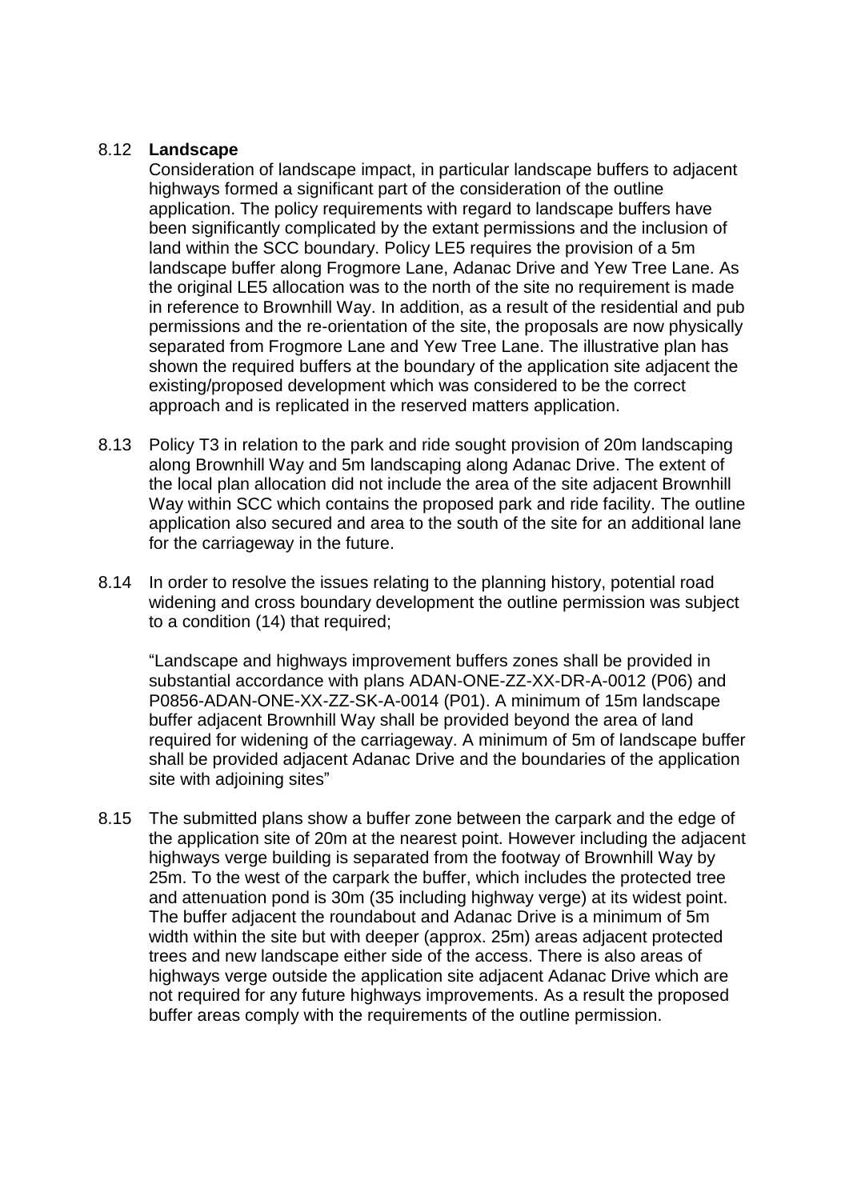8.12 **Landscape**

Consideration of landscape impact, in particular landscape buffers to adjacent highways formed a significant part of the consideration of the outline application. The policy requirements with regard to landscape buffers have been significantly complicated by the extant permissions and the inclusion of land within the SCC boundary. Policy LE5 requires the provision of a 5m landscape buffer along Frogmore Lane, Adanac Drive and Yew Tree Lane. As the original LE5 allocation was to the north of the site no requirement is made in reference to Brownhill Way. In addition, as a result of the residential and pub permissions and the re-orientation of the site, the proposals are now physically separated from Frogmore Lane and Yew Tree Lane. The illustrative plan has shown the required buffers at the boundary of the application site adjacent the existing/proposed development which was considered to be the correct approach and is replicated in the reserved matters application.

8.13 Policy T3 in relation to the park and ride sought provision of 20m landscaping along Brownhill Way and 5m landscaping along Adanac Drive. The extent of the local plan allocation did not include the area of the site adjacent Brownhill Way within SCC which contains the proposed park and ride facility. The outline application also secured and area to the south of the site for an additional lane for the carriageway in the future.

8.14 In order to resolve the issues relating to the planning history, potential road widening and cross boundary development the outline permission was subject to a condition (14) that required;

"Landscape and highways improvement buffers zones shall be provided in substantial accordance with plans ADAN-ONE-ZZ-XX-DR-A-0012 (P06) and P0856-ADAN-ONE-XX-ZZ-SK-A-0014 (P01). A minimum of 15m landscape buffer adjacent Brownhill Way shall be provided beyond the area of land required for widening of the carriageway. A minimum of 5m of landscape buffer shall be provided adjacent Adanac Drive and the boundaries of the application site with adjoining sites"

8.15 The submitted plans show a buffer zone between the carpark and the edge of the application site of 20m at the nearest point. However including the adjacent highways verge building is separated from the footway of Brownhill Way by 25m. To the west of the carpark the buffer, which includes the protected tree and attenuation pond is 30m (35 including highway verge) at its widest point. The buffer adjacent the roundabout and Adanac Drive is a minimum of 5m width within the site but with deeper (approx. 25m) areas adjacent protected trees and new landscape either side of the access. There is also areas of highways verge outside the application site adjacent Adanac Drive which are not required for any future highways improvements. As a result the proposed buffer areas comply with the requirements of the outline permission.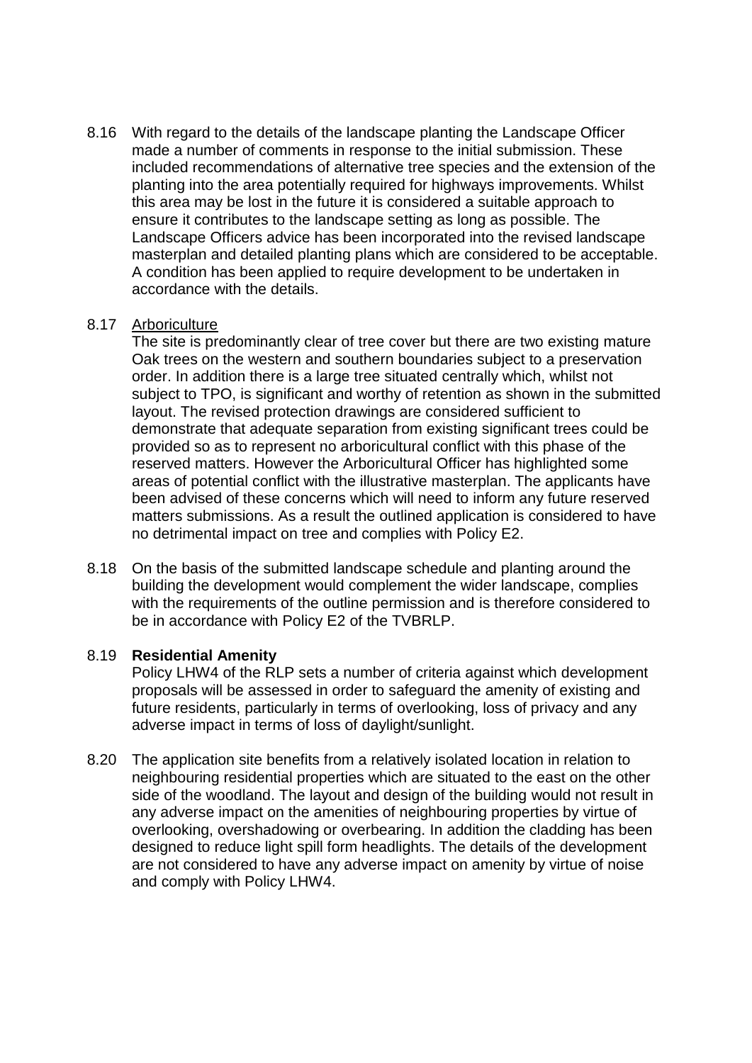8.16 With regard to the details of the landscape planting the Landscape Officer made a number of comments in response to the initial submission. These included recommendations of alternative tree species and the extension of the planting into the area potentially required for highways improvements. Whilst this area may be lost in the future it is considered a suitable approach to ensure it contributes to the landscape setting as long as possible. The Landscape Officers advice has been incorporated into the revised landscape masterplan and detailed planting plans which are considered to be acceptable. A condition has been applied to require development to be undertaken in accordance with the details.

8.17 Arboriculture

The site is predominantly clear of tree cover but there are two existing mature Oak trees on the western and southern boundaries subject to a preservation order. In addition there is a large tree situated centrally which, whilst not subject to TPO, is significant and worthy of retention as shown in the submitted layout. The revised protection drawings are considered sufficient to demonstrate that adequate separation from existing significant trees could be provided so as to represent no arboricultural conflict with this phase of the reserved matters. However the Arboricultural Officer has highlighted some areas of potential conflict with the illustrative masterplan. The applicants have been advised of these concerns which will need to inform any future reserved matters submissions. As a result the outlined application is considered to have no detrimental impact on tree and complies with Policy E2.

8.18 On the basis of the submitted landscape schedule and planting around the building the development would complement the wider landscape, complies with the requirements of the outline permission and is therefore considered to be in accordance with Policy E2 of the TVBRLP.

8.19 **Residential Amenity**

Policy LHW4 of the RLP sets a number of criteria against which development proposals will be assessed in order to safeguard the amenity of existing and future residents, particularly in terms of overlooking, loss of privacy and any adverse impact in terms of loss of daylight/sunlight.

8.20 The application site benefits from a relatively isolated location in relation to neighbouring residential properties which are situated to the east on the other side of the woodland. The layout and design of the building would not result in any adverse impact on the amenities of neighbouring properties by virtue of overlooking, overshadowing or overbearing. In addition the cladding has been designed to reduce light spill form headlights. The details of the development are not considered to have any adverse impact on amenity by virtue of noise and comply with Policy LHW4.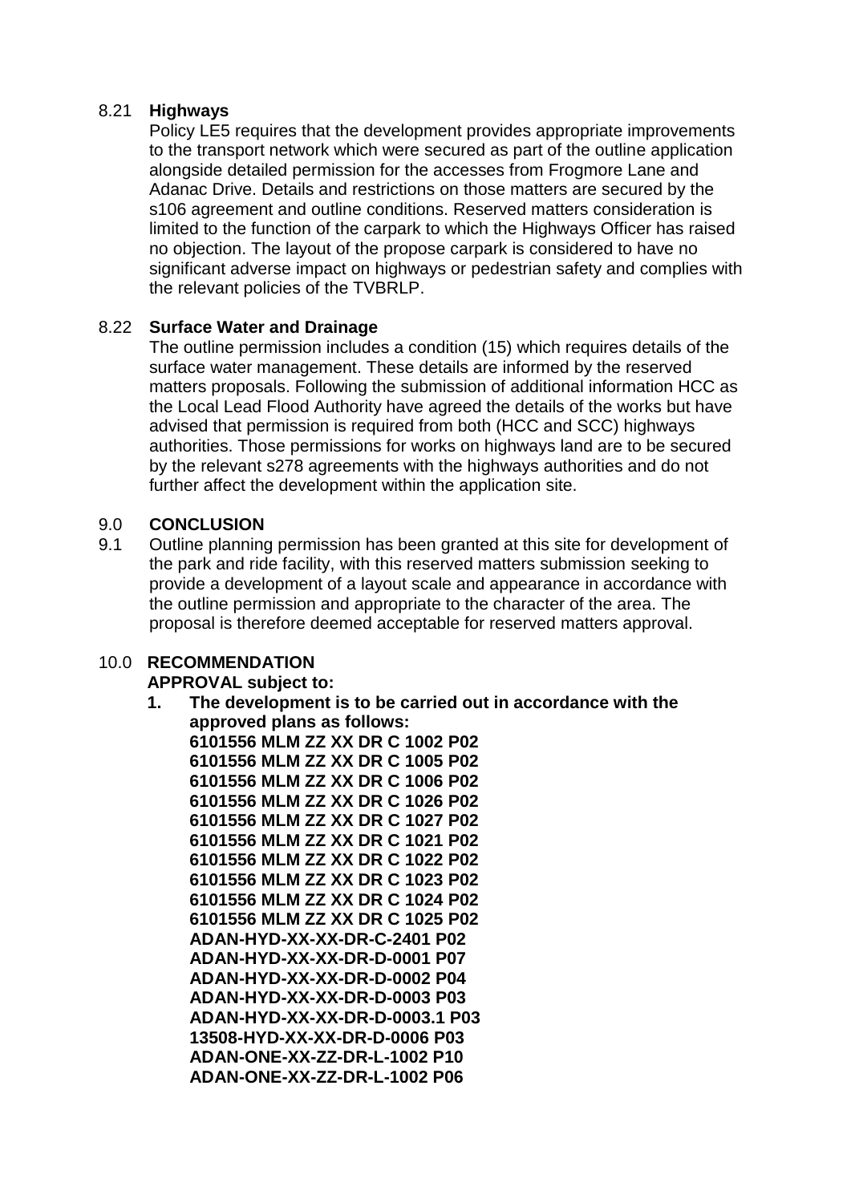8.21 **Highways**

Policy LE5 requires that the development provides appropriate improvements to the transport network which were secured as part of the outline application alongside detailed permission for the accesses from Frogmore Lane and Adanac Drive. Details and restrictions on those matters are secured by the s106 agreement and outline conditions. Reserved matters consideration is limited to the function of the carpark to which the Highways Officer has raised no objection. The layout of the propose carpark is considered to have no significant adverse impact on highways or pedestrian safety and complies with the relevant policies of the TVBRLP.

8.22 **Surface Water and Drainage**

The outline permission includes a condition (15) which requires details of the surface water management. These details are informed by the reserved matters proposals. Following the submission of additional information HCC as the Local Lead Flood Authority have agreed the details of the works but have advised that permission is required from both (HCC and SCC) highways authorities. Those permissions for works on highways land are to be secured by the relevant s278 agreements with the highways authorities and do not further affect the development within the application site.

## 9.0 CONCLUSION

9.1 Outline planning permission has been granted at this site for development of the park and ride facility, with this reserved matters submission seeking to provide a development of a layout scale and appearance in accordance with the outline permission and appropriate to the character of the area. The proposal is therefore deemed acceptable for reserved matters approval.

## 10.0 RECOMMENDATION

**APPROVAL subject to:**

1. **The development is to be carried out in accordance with the approved plans as follows:**
   **6101556 MLM ZZ XX DR C 1002 P02**
   **6101556 MLM ZZ XX DR C 1005 P02**
   **6101556 MLM ZZ XX DR C 1006 P02**
   **6101556 MLM ZZ XX DR C 1026 P02**
   **6101556 MLM ZZ XX DR C 1027 P02**
   **6101556 MLM ZZ XX DR C 1021 P02**
   **6101556 MLM ZZ XX DR C 1022 P02**
   **6101556 MLM ZZ XX DR C 1023 P02**
   **6101556 MLM ZZ XX DR C 1024 P02**
   **6101556 MLM ZZ XX DR C 1025 P02**
   **ADAN-HYD-XX-XX-DR-C-2401 P02**
   **ADAN-HYD-XX-XX-DR-D-0001 P07**
   **ADAN-HYD-XX-XX-DR-D-0002 P04**
   **ADAN-HYD-XX-XX-DR-D-0003 P03**
   **ADAN-HYD-XX-XX-DR-D-0003.1 P03**
   **13508-HYD-XX-XX-DR-D-0006 P03**
   **ADAN-ONE-XX-ZZ-DR-L-1002 P10**
   **ADAN-ONE-XX-ZZ-DR-L-1002 P06**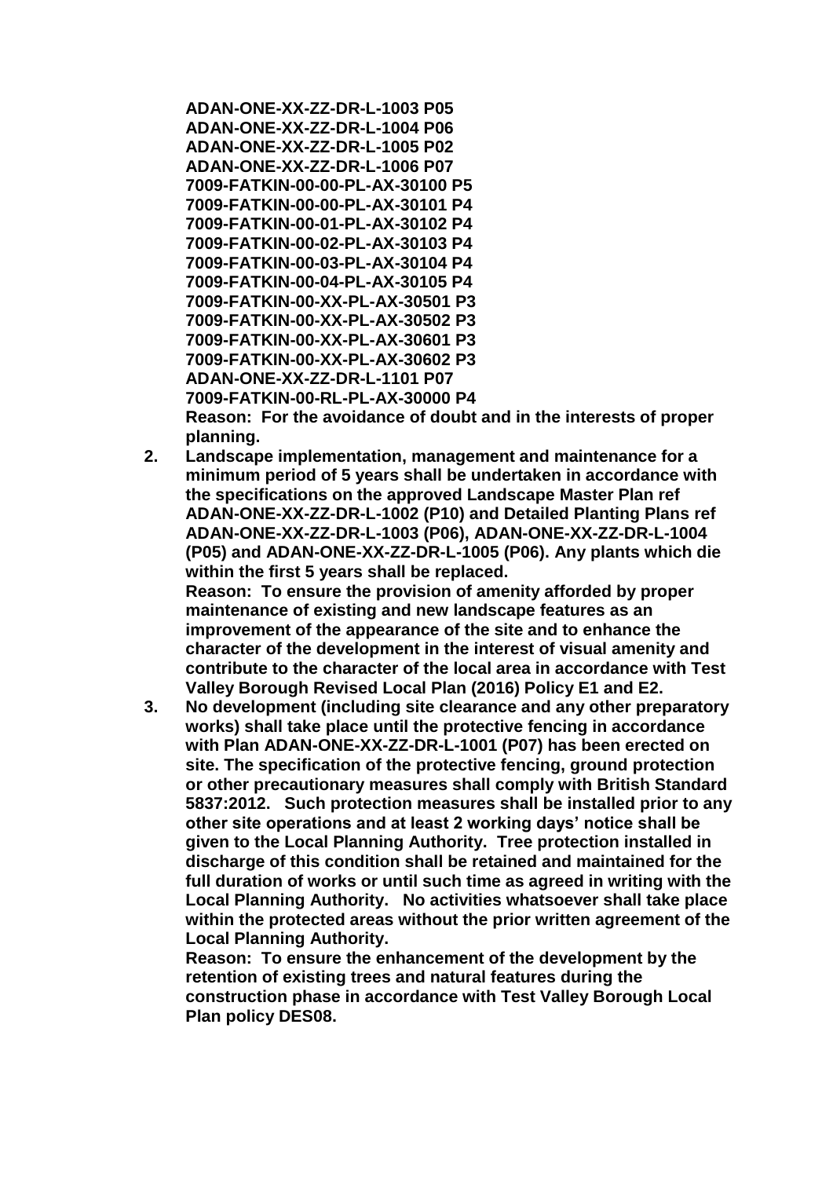**ADAN-ONE-XX-ZZ-DR-L-1003 P05**
**ADAN-ONE-XX-ZZ-DR-L-1004 P06**
**ADAN-ONE-XX-ZZ-DR-L-1005 P02**
**ADAN-ONE-XX-ZZ-DR-L-1006 P07**
**7009-FATKIN-00-00-PL-AX-30100 P5**
**7009-FATKIN-00-00-PL-AX-30101 P4**
**7009-FATKIN-00-01-PL-AX-30102 P4**
**7009-FATKIN-00-02-PL-AX-30103 P4**
**7009-FATKIN-00-03-PL-AX-30104 P4**
**7009-FATKIN-00-04-PL-AX-30105 P4**
**7009-FATKIN-00-XX-PL-AX-30501 P3**
**7009-FATKIN-00-XX-PL-AX-30502 P3**
**7009-FATKIN-00-XX-PL-AX-30601 P3**
**7009-FATKIN-00-XX-PL-AX-30602 P3**
**ADAN-ONE-XX-ZZ-DR-L-1101 P07**
**7009-FATKIN-00-RL-PL-AX-30000 P4**
**Reason: For the avoidance of doubt and in the interests of proper planning.**

2. **Landscape implementation, management and maintenance for a minimum period of 5 years shall be undertaken in accordance with the specifications on the approved Landscape Master Plan ref ADAN-ONE-XX-ZZ-DR-L-1002 (P10) and Detailed Planting Plans ref ADAN-ONE-XX-ZZ-DR-L-1003 (P06), ADAN-ONE-XX-ZZ-DR-L-1004 (P05) and ADAN-ONE-XX-ZZ-DR-L-1005 (P06). Any plants which die within the first 5 years shall be replaced.**
   **Reason: To ensure the provision of amenity afforded by proper maintenance of existing and new landscape features as an improvement of the appearance of the site and to enhance the character of the development in the interest of visual amenity and contribute to the character of the local area in accordance with Test Valley Borough Revised Local Plan (2016) Policy E1 and E2.**

3. **No development (including site clearance and any other preparatory works) shall take place until the protective fencing in accordance with Plan ADAN-ONE-XX-ZZ-DR-L-1001 (P07) has been erected on site. The specification of the protective fencing, ground protection or other precautionary measures shall comply with British Standard 5837:2012. Such protection measures shall be installed prior to any other site operations and at least 2 working days' notice shall be given to the Local Planning Authority. Tree protection installed in discharge of this condition shall be retained and maintained for the full duration of works or until such time as agreed in writing with the Local Planning Authority. No activities whatsoever shall take place within the protected areas without the prior written agreement of the Local Planning Authority.**
   **Reason: To ensure the enhancement of the development by the retention of existing trees and natural features during the construction phase in accordance with Test Valley Borough Local Plan policy DES08.**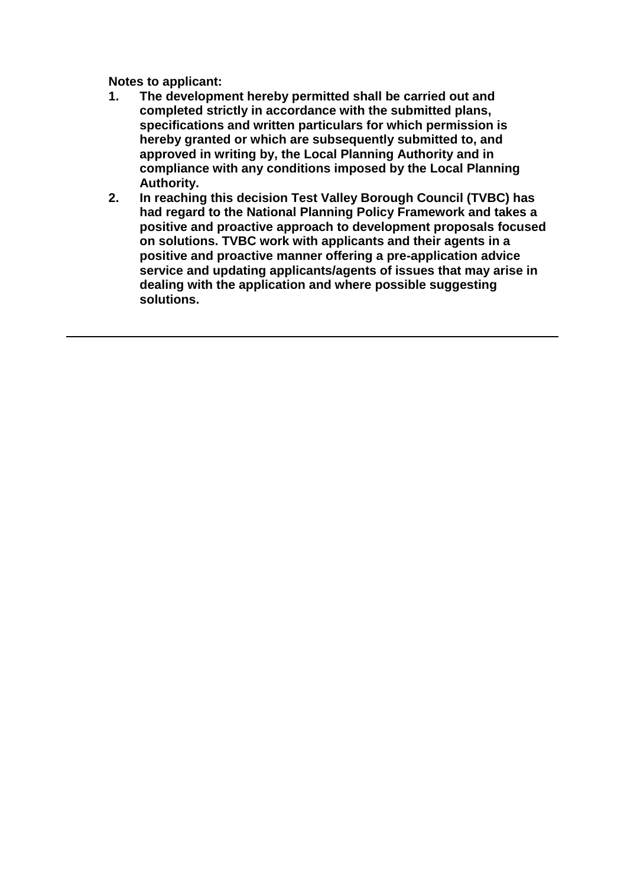**Notes to applicant:**

1. **The development hereby permitted shall be carried out and completed strictly in accordance with the submitted plans, specifications and written particulars for which permission is hereby granted or which are subsequently submitted to, and approved in writing by, the Local Planning Authority and in compliance with any conditions imposed by the Local Planning Authority.**
2. **In reaching this decision Test Valley Borough Council (TVBC) has had regard to the National Planning Policy Framework and takes a positive and proactive approach to development proposals focused on solutions. TVBC work with applicants and their agents in a positive and proactive manner offering a pre-application advice service and updating applicants/agents of issues that may arise in dealing with the application and where possible suggesting solutions.**

---